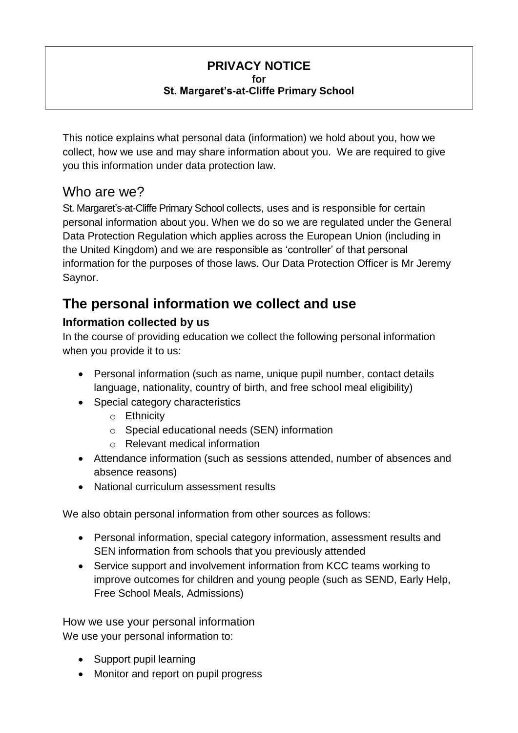**PRIVACY NOTICE**
**for**
**St. Margaret's-at-Cliffe Primary School**

This notice explains what personal data (information) we hold about you, how we collect, how we use and may share information about you. We are required to give you this information under data protection law.

## Who are we?

St. Margaret's-at-Cliffe Primary School collects, uses and is responsible for certain personal information about you. When we do so we are regulated under the General Data Protection Regulation which applies across the European Union (including in the United Kingdom) and we are responsible as 'controller' of that personal information for the purposes of those laws. Our Data Protection Officer is Mr Jeremy Saynor.

# The personal information we collect and use

### Information collected by us

In the course of providing education we collect the following personal information when you provide it to us:

- Personal information (such as name, unique pupil number, contact details language, nationality, country of birth, and free school meal eligibility)
- Special category characteristics
  - Ethnicity
  - Special educational needs (SEN) information
  - Relevant medical information
- Attendance information (such as sessions attended, number of absences and absence reasons)
- National curriculum assessment results

We also obtain personal information from other sources as follows:

- Personal information, special category information, assessment results and SEN information from schools that you previously attended
- Service support and involvement information from KCC teams working to improve outcomes for children and young people (such as SEND, Early Help, Free School Meals, Admissions)

How we use your personal information

We use your personal information to:

- Support pupil learning
- Monitor and report on pupil progress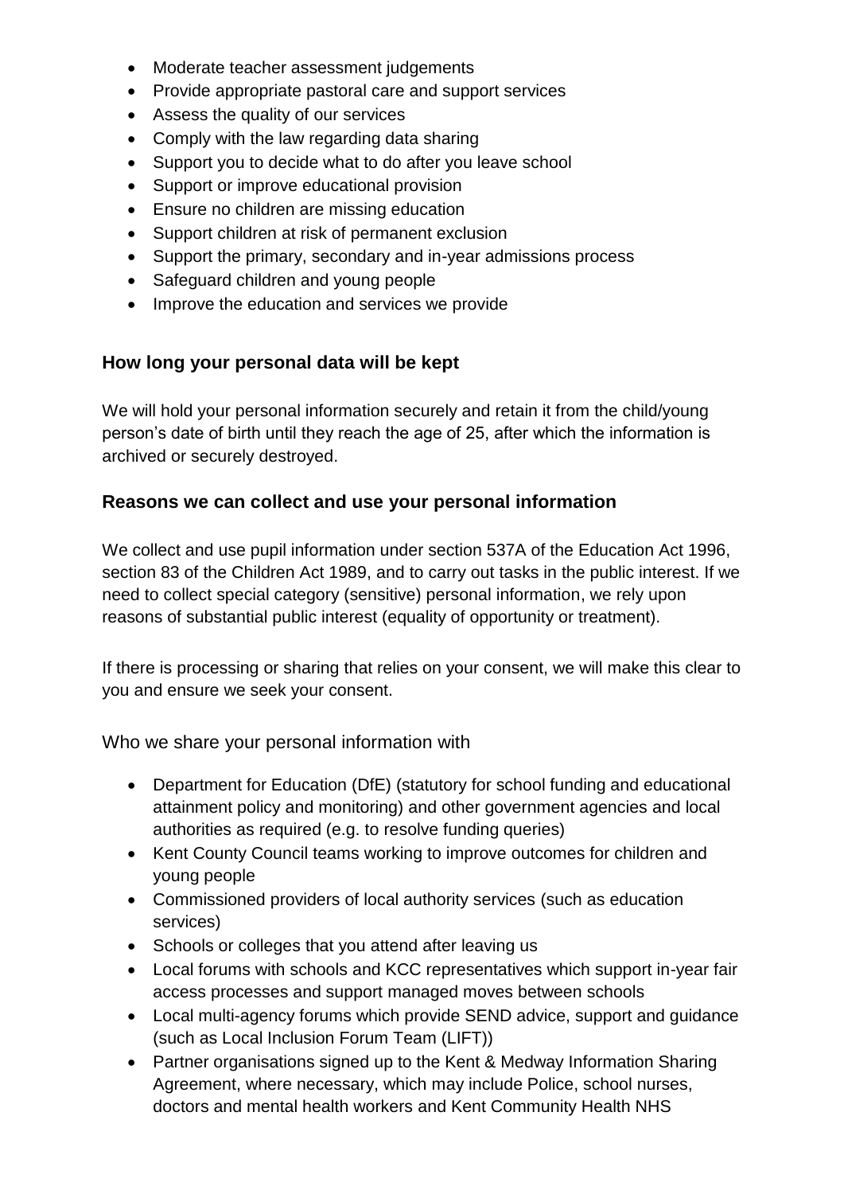- Moderate teacher assessment judgements
- Provide appropriate pastoral care and support services
- Assess the quality of our services
- Comply with the law regarding data sharing
- Support you to decide what to do after you leave school
- Support or improve educational provision
- Ensure no children are missing education
- Support children at risk of permanent exclusion
- Support the primary, secondary and in-year admissions process
- Safeguard children and young people
- Improve the education and services we provide

### How long your personal data will be kept

We will hold your personal information securely and retain it from the child/young person's date of birth until they reach the age of 25, after which the information is archived or securely destroyed.

### Reasons we can collect and use your personal information

We collect and use pupil information under section 537A of the Education Act 1996, section 83 of the Children Act 1989, and to carry out tasks in the public interest. If we need to collect special category (sensitive) personal information, we rely upon reasons of substantial public interest (equality of opportunity or treatment).

If there is processing or sharing that relies on your consent, we will make this clear to you and ensure we seek your consent.

Who we share your personal information with

- Department for Education (DfE) (statutory for school funding and educational attainment policy and monitoring) and other government agencies and local authorities as required (e.g. to resolve funding queries)
- Kent County Council teams working to improve outcomes for children and young people
- Commissioned providers of local authority services (such as education services)
- Schools or colleges that you attend after leaving us
- Local forums with schools and KCC representatives which support in-year fair access processes and support managed moves between schools
- Local multi-agency forums which provide SEND advice, support and guidance (such as Local Inclusion Forum Team (LIFT))
- Partner organisations signed up to the Kent & Medway Information Sharing Agreement, where necessary, which may include Police, school nurses, doctors and mental health workers and Kent Community Health NHS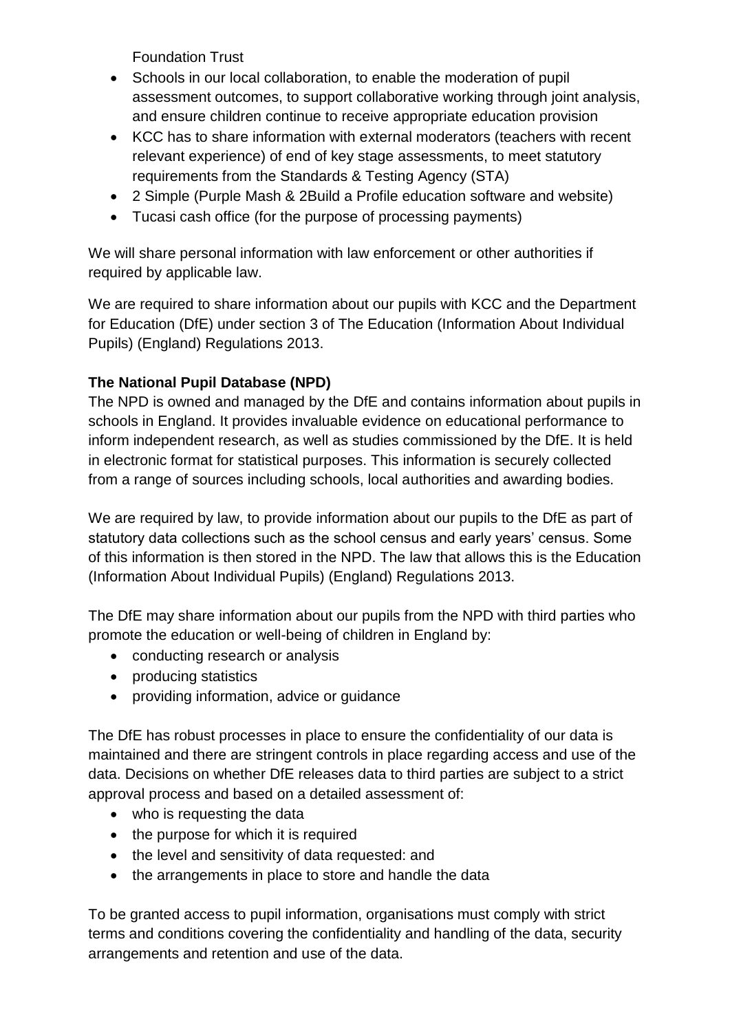Foundation Trust

- Schools in our local collaboration, to enable the moderation of pupil assessment outcomes, to support collaborative working through joint analysis, and ensure children continue to receive appropriate education provision
- KCC has to share information with external moderators (teachers with recent relevant experience) of end of key stage assessments, to meet statutory requirements from the Standards & Testing Agency (STA)
- 2 Simple (Purple Mash & 2Build a Profile education software and website)
- Tucasi cash office (for the purpose of processing payments)

We will share personal information with law enforcement or other authorities if required by applicable law.

We are required to share information about our pupils with KCC and the Department for Education (DfE) under section 3 of The Education (Information About Individual Pupils) (England) Regulations 2013.

**The National Pupil Database (NPD)**

The NPD is owned and managed by the DfE and contains information about pupils in schools in England. It provides invaluable evidence on educational performance to inform independent research, as well as studies commissioned by the DfE. It is held in electronic format for statistical purposes. This information is securely collected from a range of sources including schools, local authorities and awarding bodies.

We are required by law, to provide information about our pupils to the DfE as part of statutory data collections such as the school census and early years' census. Some of this information is then stored in the NPD. The law that allows this is the Education (Information About Individual Pupils) (England) Regulations 2013.

The DfE may share information about our pupils from the NPD with third parties who promote the education or well-being of children in England by:

- conducting research or analysis
- producing statistics
- providing information, advice or guidance

The DfE has robust processes in place to ensure the confidentiality of our data is maintained and there are stringent controls in place regarding access and use of the data. Decisions on whether DfE releases data to third parties are subject to a strict approval process and based on a detailed assessment of:

- who is requesting the data
- the purpose for which it is required
- the level and sensitivity of data requested: and
- the arrangements in place to store and handle the data

To be granted access to pupil information, organisations must comply with strict terms and conditions covering the confidentiality and handling of the data, security arrangements and retention and use of the data.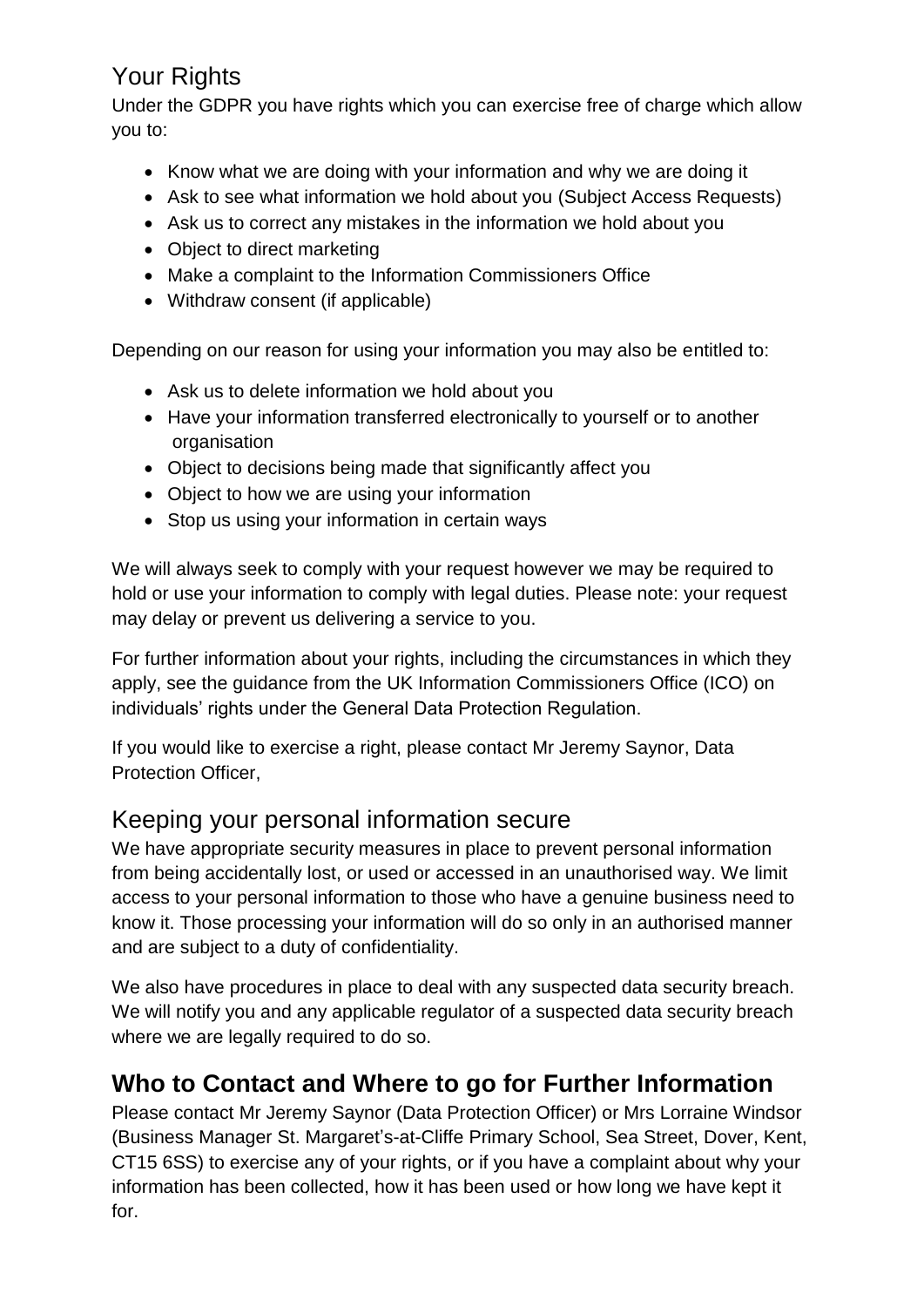## Your Rights

Under the GDPR you have rights which you can exercise free of charge which allow you to:

- Know what we are doing with your information and why we are doing it
- Ask to see what information we hold about you (Subject Access Requests)
- Ask us to correct any mistakes in the information we hold about you
- Object to direct marketing
- Make a complaint to the Information Commissioners Office
- Withdraw consent (if applicable)

Depending on our reason for using your information you may also be entitled to:

- Ask us to delete information we hold about you
- Have your information transferred electronically to yourself or to another organisation
- Object to decisions being made that significantly affect you
- Object to how we are using your information
- Stop us using your information in certain ways

We will always seek to comply with your request however we may be required to hold or use your information to comply with legal duties. Please note: your request may delay or prevent us delivering a service to you.

For further information about your rights, including the circumstances in which they apply, see the guidance from the UK Information Commissioners Office (ICO) on individuals' rights under the General Data Protection Regulation.

If you would like to exercise a right, please contact Mr Jeremy Saynor, Data Protection Officer,

## Keeping your personal information secure

We have appropriate security measures in place to prevent personal information from being accidentally lost, or used or accessed in an unauthorised way. We limit access to your personal information to those who have a genuine business need to know it. Those processing your information will do so only in an authorised manner and are subject to a duty of confidentiality.

We also have procedures in place to deal with any suspected data security breach. We will notify you and any applicable regulator of a suspected data security breach where we are legally required to do so.

## **Who to Contact and Where to go for Further Information**

Please contact Mr Jeremy Saynor (Data Protection Officer) or Mrs Lorraine Windsor (Business Manager St. Margaret's-at-Cliffe Primary School, Sea Street, Dover, Kent, CT15 6SS) to exercise any of your rights, or if you have a complaint about why your information has been collected, how it has been used or how long we have kept it for.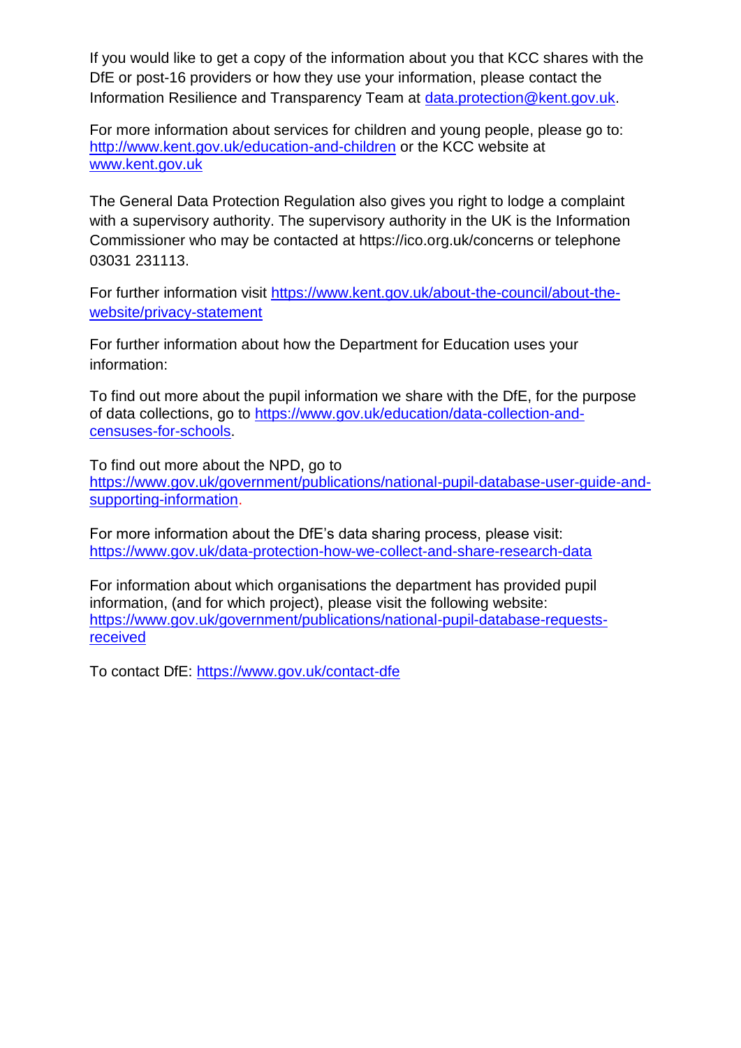If you would like to get a copy of the information about you that KCC shares with the DfE or post-16 providers or how they use your information, please contact the Information Resilience and Transparency Team at data.protection@kent.gov.uk.

For more information about services for children and young people, please go to: http://www.kent.gov.uk/education-and-children or the KCC website at www.kent.gov.uk

The General Data Protection Regulation also gives you right to lodge a complaint with a supervisory authority. The supervisory authority in the UK is the Information Commissioner who may be contacted at https://ico.org.uk/concerns or telephone 03031 231113.

For further information visit https://www.kent.gov.uk/about-the-council/about-the-website/privacy-statement

For further information about how the Department for Education uses your information:

To find out more about the pupil information we share with the DfE, for the purpose of data collections, go to https://www.gov.uk/education/data-collection-and-censuses-for-schools.

To find out more about the NPD, go to https://www.gov.uk/government/publications/national-pupil-database-user-guide-and-supporting-information.

For more information about the DfE's data sharing process, please visit: https://www.gov.uk/data-protection-how-we-collect-and-share-research-data

For information about which organisations the department has provided pupil information, (and for which project), please visit the following website: https://www.gov.uk/government/publications/national-pupil-database-requests-received

To contact DfE: https://www.gov.uk/contact-dfe